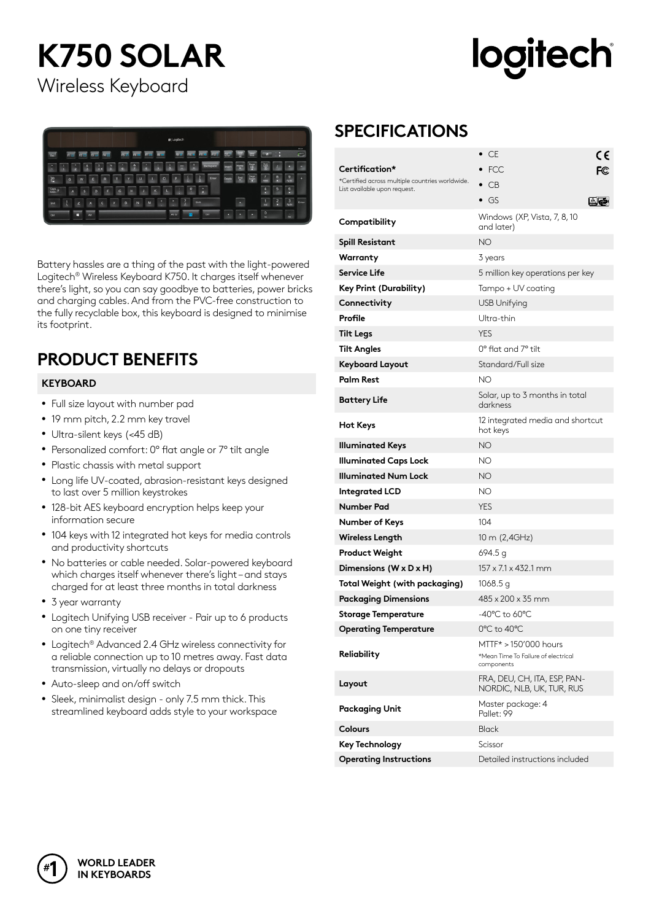# K750 SOLAR

Wireless Keyboard

logitech

Battery hassles are a thing of the past with the light-powered Logitech® Wireless Keyboard K750. It charges itself whenever there's light, so you can say goodbye to batteries, power bricks and charging cables. And from the PVC-free construction to the fully recyclable box, this keyboard is designed to minimise its footprint.

## PRODUCT BENEFITS

### KEYBOARD

- Full size layout with number pad
- 19 mm pitch, 2.2 mm key travel
- Ultra-silent keys (<45 dB)
- Personalized comfort: 0° flat angle or 7° tilt angle
- Plastic chassis with metal support
- Long life UV-coated, abrasion-resistant keys designed to last over 5 million keystrokes
- 128-bit AES keyboard encryption helps keep your information secure
- 104 keys with 12 integrated hot keys for media controls and productivity shortcuts
- No batteries or cable needed. Solar-powered keyboard which charges itself whenever there's light – and stays charged for at least three months in total darkness
- 3 year warranty
- Logitech Unifying USB receiver - Pair up to 6 products on one tiny receiver
- Logitech® Advanced 2.4 GHz wireless connectivity for a reliable connection up to 10 metres away. Fast data transmission, virtually no delays or dropouts
- Auto-sleep and on/off switch
- Sleek, minimalist design - only 7.5 mm thick. This streamlined keyboard adds style to your workspace

## SPECIFICATIONS

| | |
|---|---|
| **Certification*** <br> *Certified across multiple countries worldwide. List available upon request. | • CE <br> • FCC <br> • CB <br> • GS |
| **Compatibility** | Windows (XP, Vista, 7, 8, 10 and later) |
| **Spill Resistant** | NO |
| **Warranty** | 3 years |
| **Service Life** | 5 million key operations per key |
| **Key Print (Durability)** | Tampo + UV coating |
| **Connectivity** | USB Unifying |
| **Profile** | Ultra-thin |
| **Tilt Legs** | YES |
| **Tilt Angles** | 0° flat and 7° tilt |
| **Keyboard Layout** | Standard/Full size |
| **Palm Rest** | NO |
| **Battery Life** | Solar, up to 3 months in total darkness |
| **Hot Keys** | 12 integrated media and shortcut hot keys |
| **Illuminated Keys** | NO |
| **Illuminated Caps Lock** | NO |
| **Illuminated Num Lock** | NO |
| **Integrated LCD** | NO |
| **Number Pad** | YES |
| **Number of Keys** | 104 |
| **Wireless Length** | 10 m (2,4GHz) |
| **Product Weight** | 694.5 g |
| **Dimensions (W x D x H)** | 157 x 7.1 x 432.1 mm |
| **Total Weight (with packaging)** | 1068.5 g |
| **Packaging Dimensions** | 485 x 200 x 35 mm |
| **Storage Temperature** | -40°C to 60°C |
| **Operating Temperature** | 0°C to 40°C |
| **Reliability** | MTTF* > 150'000 hours <br> *Mean Time To Failure of electrical components |
| **Layout** | FRA, DEU, CH, ITA, ESP, PAN-NORDIC, NLB, UK, TUR, RUS |
| **Packaging Unit** | Master package: 4 <br> Pallet: 99 |
| **Colours** | Black |
| **Key Technology** | Scissor |
| **Operating Instructions** | Detailed instructions included |

#1 WORLD LEADER IN KEYBOARDS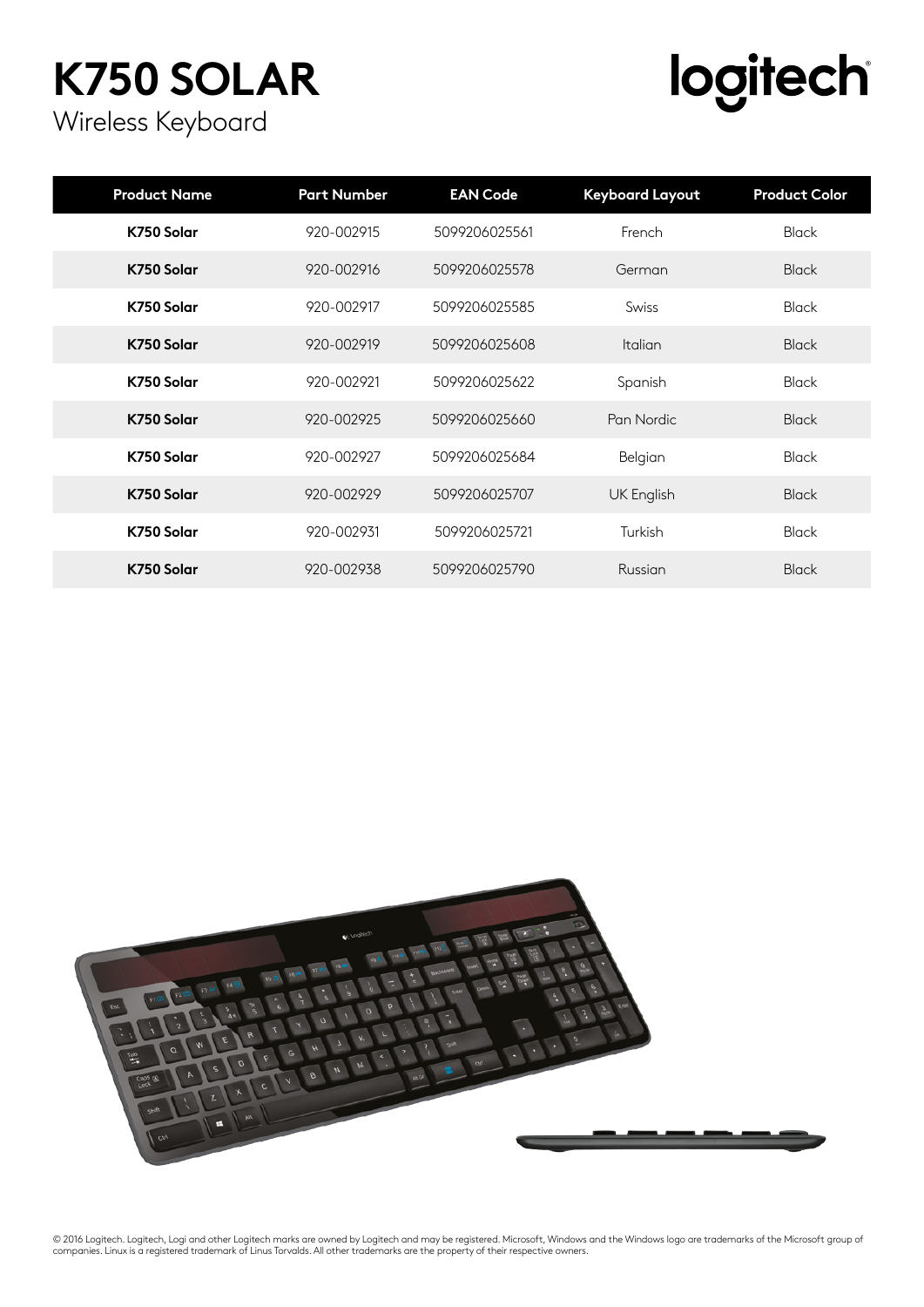# K750 SOLAR

Wireless Keyboard

logitech

| Product Name | Part Number | EAN Code | Keyboard Layout | Product Color |
| --- | --- | --- | --- | --- |
| **K750 Solar** | 920-002915 | 5099206025561 | French | Black |
| **K750 Solar** | 920-002916 | 5099206025578 | German | Black |
| **K750 Solar** | 920-002917 | 5099206025585 | Swiss | Black |
| **K750 Solar** | 920-002919 | 5099206025608 | Italian | Black |
| **K750 Solar** | 920-002921 | 5099206025622 | Spanish | Black |
| **K750 Solar** | 920-002925 | 5099206025660 | Pan Nordic | Black |
| **K750 Solar** | 920-002927 | 5099206025684 | Belgian | Black |
| **K750 Solar** | 920-002929 | 5099206025707 | UK English | Black |
| **K750 Solar** | 920-002931 | 5099206025721 | Turkish | Black |
| **K750 Solar** | 920-002938 | 5099206025790 | Russian | Black |

© 2016 Logitech. Logitech, Logi and other Logitech marks are owned by Logitech and may be registered. Microsoft, Windows and the Windows logo are trademarks of the Microsoft group of companies. Linux is a registered trademark of Linus Torvalds. All other trademarks are the property of their respective owners.